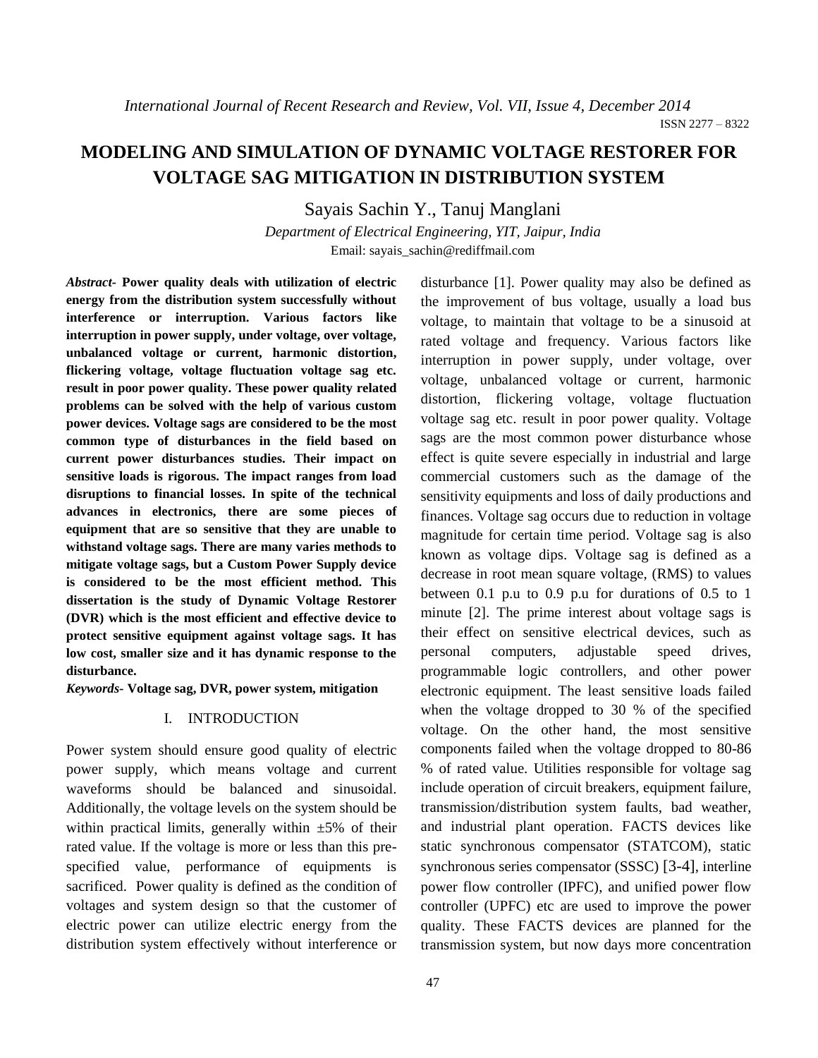# MODELING AND SIMULATION OF DYNAMIC VOLTAGE RESTORER FOR VOLTAGE SAG MITIGATION IN DISTRIBUTION SYSTEM

Sayais Sachin Y., Tanuj Manglani

*Department of Electrical Engineering, YIT, Jaipur, India*

Email: sayais_sachin@rediffmail.com

***Abstract*- Power quality deals with utilization of electric energy from the distribution system successfully without interference or interruption. Various factors like interruption in power supply, under voltage, over voltage, unbalanced voltage or current, harmonic distortion, flickering voltage, voltage fluctuation voltage sag etc. result in poor power quality. These power quality related problems can be solved with the help of various custom power devices. Voltage sags are considered to be the most common type of disturbances in the field based on current power disturbances studies. Their impact on sensitive loads is rigorous. The impact ranges from load disruptions to financial losses. In spite of the technical advances in electronics, there are some pieces of equipment that are so sensitive that they are unable to withstand voltage sags. There are many varies methods to mitigate voltage sags, but a Custom Power Supply device is considered to be the most efficient method. This dissertation is the study of Dynamic Voltage Restorer (DVR) which is the most efficient and effective device to protect sensitive equipment against voltage sags. It has low cost, smaller size and it has dynamic response to the disturbance.**

***Keywords*- Voltage sag, DVR, power system, mitigation**

## I. INTRODUCTION

Power system should ensure good quality of electric power supply, which means voltage and current waveforms should be balanced and sinusoidal. Additionally, the voltage levels on the system should be within practical limits, generally within ±5% of their rated value. If the voltage is more or less than this pre-specified value, performance of equipments is sacrificed. Power quality is defined as the condition of voltages and system design so that the customer of electric power can utilize electric energy from the distribution system effectively without interference or disturbance [1]. Power quality may also be defined as the improvement of bus voltage, usually a load bus voltage, to maintain that voltage to be a sinusoid at rated voltage and frequency. Various factors like interruption in power supply, under voltage, over voltage, unbalanced voltage or current, harmonic distortion, flickering voltage, voltage fluctuation voltage sag etc. result in poor power quality. Voltage sags are the most common power disturbance whose effect is quite severe especially in industrial and large commercial customers such as the damage of the sensitivity equipments and loss of daily productions and finances. Voltage sag occurs due to reduction in voltage magnitude for certain time period. Voltage sag is also known as voltage dips. Voltage sag is defined as a decrease in root mean square voltage, (RMS) to values between 0.1 p.u to 0.9 p.u for durations of 0.5 to 1 minute [2]. The prime interest about voltage sags is their effect on sensitive electrical devices, such as personal computers, adjustable speed drives, programmable logic controllers, and other power electronic equipment. The least sensitive loads failed when the voltage dropped to 30 % of the specified voltage. On the other hand, the most sensitive components failed when the voltage dropped to 80-86 % of rated value. Utilities responsible for voltage sag include operation of circuit breakers, equipment failure, transmission/distribution system faults, bad weather, and industrial plant operation. FACTS devices like static synchronous compensator (STATCOM), static synchronous series compensator (SSSC) [3-4], interline power flow controller (IPFC), and unified power flow controller (UPFC) etc are used to improve the power quality. These FACTS devices are planned for the transmission system, but now days more concentration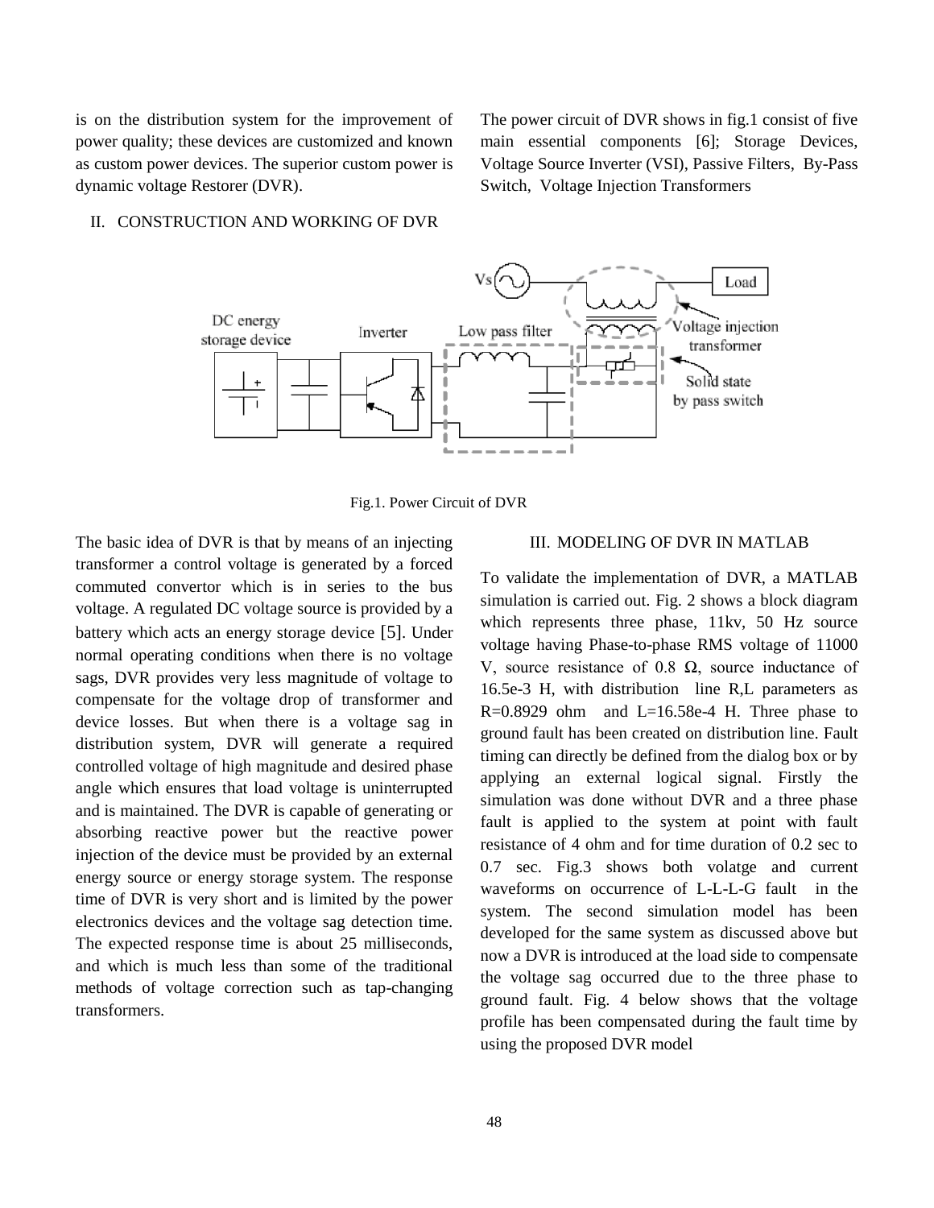is on the distribution system for the improvement of power quality; these devices are customized and known as custom power devices. The superior custom power is dynamic voltage Restorer (DVR).

## II. CONSTRUCTION AND WORKING OF DVR

The power circuit of DVR shows in fig.1 consist of five main essential components [6]; Storage Devices, Voltage Source Inverter (VSI), Passive Filters, By-Pass Switch, Voltage Injection Transformers

Vs
Load
DC energy storage device
Inverter
Low pass filter
Voltage injection transformer
Solid state by pass switch

Fig.1. Power Circuit of DVR

The basic idea of DVR is that by means of an injecting transformer a control voltage is generated by a forced commuted convertor which is in series to the bus voltage. A regulated DC voltage source is provided by a battery which acts an energy storage device [5]. Under normal operating conditions when there is no voltage sags, DVR provides very less magnitude of voltage to compensate for the voltage drop of transformer and device losses. But when there is a voltage sag in distribution system, DVR will generate a required controlled voltage of high magnitude and desired phase angle which ensures that load voltage is uninterrupted and is maintained. The DVR is capable of generating or absorbing reactive power but the reactive power injection of the device must be provided by an external energy source or energy storage system. The response time of DVR is very short and is limited by the power electronics devices and the voltage sag detection time. The expected response time is about 25 milliseconds, and which is much less than some of the traditional methods of voltage correction such as tap-changing transformers.

## III. MODELING OF DVR IN MATLAB

To validate the implementation of DVR, a MATLAB simulation is carried out. Fig. 2 shows a block diagram which represents three phase, 11kv, 50 Hz source voltage having Phase-to-phase RMS voltage of 11000 V, source resistance of 0.8 Ω, source inductance of 16.5e-3 H, with distribution line R,L parameters as R=0.8929 ohm and L=16.58e-4 H. Three phase to ground fault has been created on distribution line. Fault timing can directly be defined from the dialog box or by applying an external logical signal. Firstly the simulation was done without DVR and a three phase fault is applied to the system at point with fault resistance of 4 ohm and for time duration of 0.2 sec to 0.7 sec. Fig.3 shows both volatge and current waveforms on occurrence of L-L-L-G fault in the system. The second simulation model has been developed for the same system as discussed above but now a DVR is introduced at the load side to compensate the voltage sag occurred due to the three phase to ground fault. Fig. 4 below shows that the voltage profile has been compensated during the fault time by using the proposed DVR model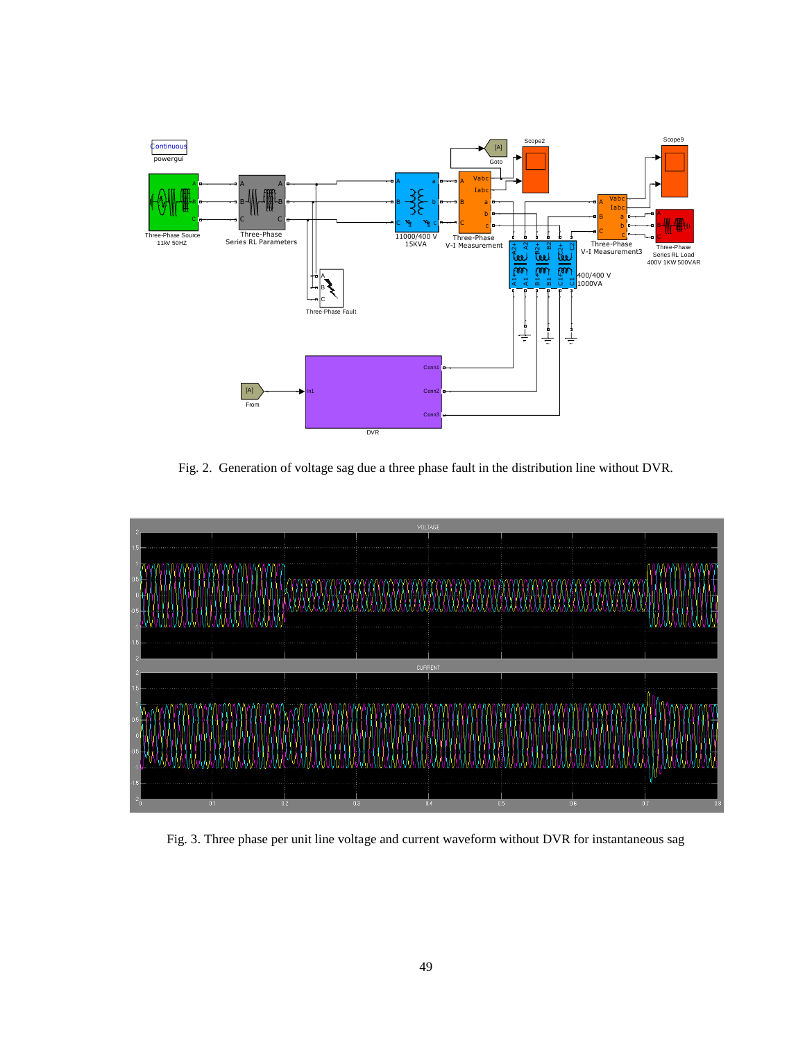Continuous
powergui

Three-Phase Source
11kV 50HZ

Three-Phase
Series RL Parameters

Three-Phase Fault

11000/400 V
15KVA

[A]
Goto

Scope2

Three-Phase
V-I Measurement

400/400 V
1000VA

Three-Phase
V-I Measurement3

Scope9

Three-Phase
Series RL Load
400V 1KW 500VAR

[A]
From

DVR

Fig. 2. Generation of voltage sag due a three phase fault in the distribution line without DVR.

VOLTAGE

CURRENT

0 0.1 0.2 0.3 0.4 0.5 0.6 0.7 0.8

Fig. 3. Three phase per unit line voltage and current waveform without DVR for instantaneous sag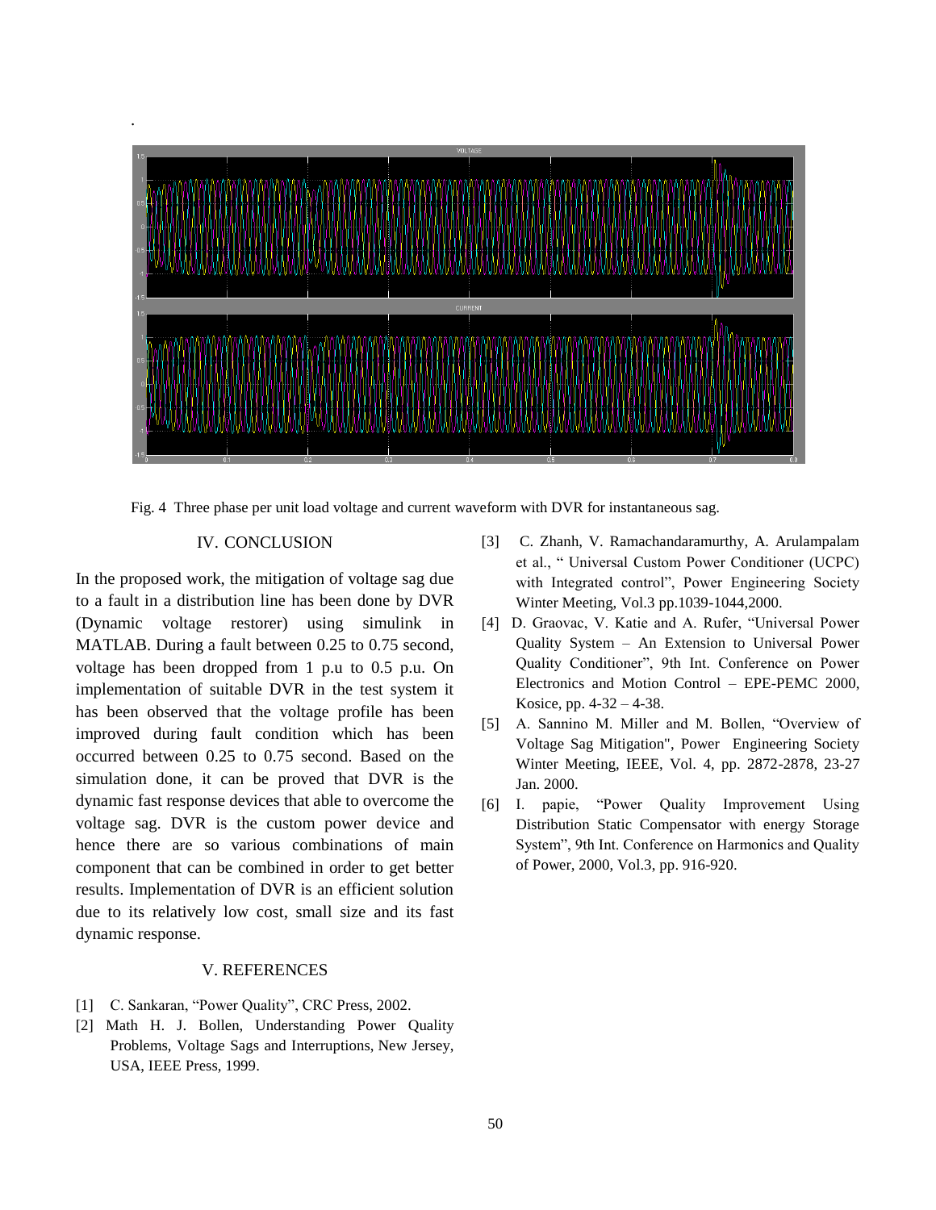VOLTAGE

1.5
1
0.5
0
-0.5
-1
-1.5

CURRENT

1.5
1
0.5
0
-0.5
-1
-1.5

0 0.1 0.2 0.3 0.4 0.5 0.6 0.7 0.8

Fig. 4 Three phase per unit load voltage and current waveform with DVR for instantaneous sag.

## IV. CONCLUSION

In the proposed work, the mitigation of voltage sag due to a fault in a distribution line has been done by DVR (Dynamic voltage restorer) using simulink in MATLAB. During a fault between 0.25 to 0.75 second, voltage has been dropped from 1 p.u to 0.5 p.u. On implementation of suitable DVR in the test system it has been observed that the voltage profile has been improved during fault condition which has been occurred between 0.25 to 0.75 second. Based on the simulation done, it can be proved that DVR is the dynamic fast response devices that able to overcome the voltage sag. DVR is the custom power device and hence there are so various combinations of main component that can be combined in order to get better results. Implementation of DVR is an efficient solution due to its relatively low cost, small size and its fast dynamic response.

## V. REFERENCES

[1] C. Sankaran, "Power Quality", CRC Press, 2002.

[2] Math H. J. Bollen, Understanding Power Quality Problems, Voltage Sags and Interruptions, New Jersey, USA, IEEE Press, 1999.

[3] C. Zhanh, V. Ramachandaramurthy, A. Arulampalam et al., " Universal Custom Power Conditioner (UCPC) with Integrated control", Power Engineering Society Winter Meeting, Vol.3 pp.1039-1044,2000.

[4] D. Graovac, V. Katie and A. Rufer, "Universal Power Quality System – An Extension to Universal Power Quality Conditioner", 9th Int. Conference on Power Electronics and Motion Control – EPE-PEMC 2000, Kosice, pp. 4-32 – 4-38.

[5] A. Sannino M. Miller and M. Bollen, "Overview of Voltage Sag Mitigation", Power Engineering Society Winter Meeting, IEEE, Vol. 4, pp. 2872-2878, 23-27 Jan. 2000.

[6] I. papie, "Power Quality Improvement Using Distribution Static Compensator with energy Storage System", 9th Int. Conference on Harmonics and Quality of Power, 2000, Vol.3, pp. 916-920.